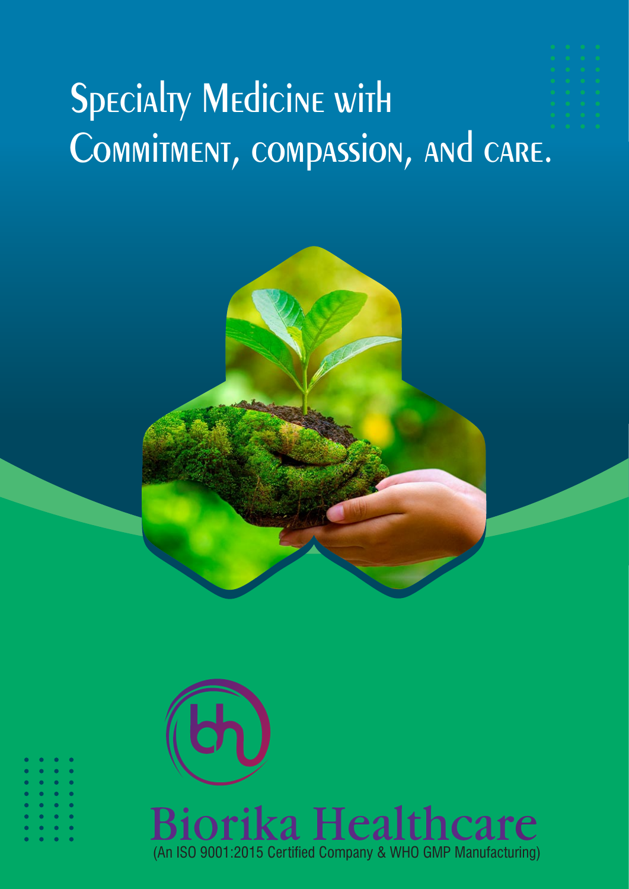# Specialty Medicine with Commitment, compassion, and care.

**Biorika Healthcare**

(An ISO 9001:2015 Certified Company & WHO GMP Manufacturing)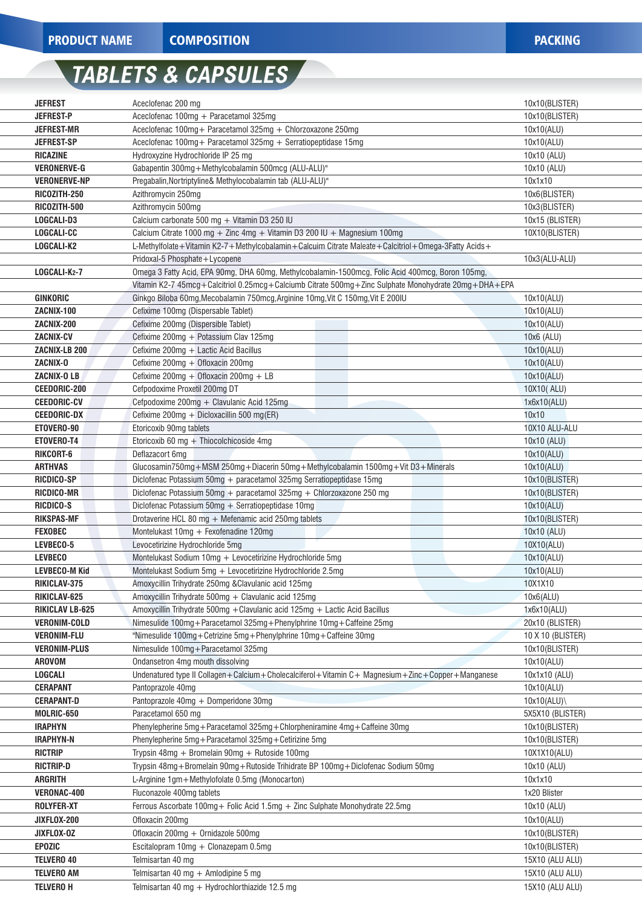| PRODUCT NAME | COMPOSITION | PACKING |
|---|---|---|

## TABLETS & CAPSULES

| PRODUCT NAME | COMPOSITION | PACKING |
|---|---|---|
| **JEFREST** | Aceclofenac 200 mg | 10x10(BLISTER) |
| **JEFREST-P** | Aceclofenac 100mg + Paracetamol 325mg | 10x10(BLISTER) |
| **JEFREST-MR** | Aceclofenac 100mg+ Paracetamol 325mg + Chlorzoxazone 250mg | 10x10(ALU) |
| **JEFREST-SP** | Aceclofenac 100mg+ Paracetamol 325mg + Serratiopeptidase 15mg | 10x10(ALU) |
| **RICAZINE** | Hydroxyzine Hydrochloride IP 25 mg | 10x10 (ALU) |
| **VERONERVE-G** | Gabapentin 300mg+Methylcobalamin 500mcg (ALU-ALU)" | 10x10 (ALU) |
| **VERONERVE-NP** | Pregabalin,Nortriptyline& Methylocobalamin tab (ALU-ALU)" | 10x1x10 |
| **RICOZITH-250** | Azithromycin 250mg | 10x6(BLISTER) |
| **RICOZITH-500** | Azithromycin 500mg | 10x3(BLISTER) |
| **LOGCALI-D3** | Calcium carbonate 500 mg + Vitamin D3 250 IU | 10x15 (BLISTER) |
| **LOGCALI-CC** | Calcium Citrate 1000 mg + Zinc 4mg + Vitamin D3 200 IU + Magnesium 100mg | 10X10(BLISTER) |
| **LOGCALI-K2** | L-Methylfolate+Vitamin K2-7+Methylcobalamin+Calcuim Citrate Maleate+Calcitriol+Omega-3Fatty Acids+ Pridoxal-5 Phosphate+Lycopene | 10x3(ALU-ALU) |
| **LOGCALI-K2-7** | Omega 3 Fatty Acid, EPA 90mg, DHA 60mg, Methylcobalamin-1500mcg, Folic Acid 400mcg, Boron 105mg, Vitamin K2-7 45mcg+Calcitriol 0.25mcg+Calciumb Citrate 500mg+Zinc Sulphate Monohydrate 20mg+DHA+EPA | |
| **GINKORIC** | Ginkgo Biloba 60mg,Mecobalamin 750mcg,Arginine 10mg,Vit C 150mg,Vit E 200IU | 10x10(ALU) |
| **ZACNIX-100** | Cefixime 100mg (Dispersable Tablet) | 10x10(ALU) |
| **ZACNIX-200** | Cefixime 200mg (Dispersible Tablet) | 10x10(ALU) |
| **ZACNIX-CV** | Cefixime 200mg + Potassium Clav 125mg | 10x6 (ALU) |
| **ZACNIX-LB 200** | Cefixime 200mg + Lactic Acid Bacillus | 10x10(ALU) |
| **ZACNIX-O** | Cefixime 200mg + Ofloxacin 200mg | 10x10(ALU) |
| **ZACNIX-O LB** | Cefixime 200mg + Ofloxacin 200mg + LB | 10x10(ALU) |
| **CEEDORIC-200** | Cefpodoxime Proxetil 200mg DT | 10X10( ALU) |
| **CEEDORIC-CV** | Cefpodoxime 200mg + Clavulanic Acid 125mg | 1x6x10(ALU) |
| **CEEDORIC-DX** | Cefixime 200mg + Dicloxacillin 500 mg(ER) | 10x10 |
| **ETOVERO-90** | Etoricoxib 90mg tablets | 10X10 ALU-ALU |
| **ETOVERO-T4** | Etoricoxib 60 mg + Thiocolchicoside 4mg | 10x10 (ALU) |
| **RIKCORT-6** | Deflazacort 6mg | 10x10(ALU) |
| **ARTHVAS** | Glucosamin750mg+MSM 250mg+Diacerin 50mg+Methylcobalamin 1500mg+Vit D3+Minerals | 10x10(ALU) |
| **RICDICO-SP** | Diclofenac Potassium 50mg + paracetamol 325mg Serratiopeptidase 15mg | 10x10(BLISTER) |
| **RICDICO-MR** | Diclofenac Potassium 50mg + paracetamol 325mg + Chlorzoxazone 250 mg | 10x10(BLISTER) |
| **RICDICO-S** | Diclofenac Potassium 50mg + Serratiopeptidase 10mg | 10x10(ALU) |
| **RIKSPAS-MF** | Drotaverine HCL 80 mg + Mefenamic acid 250mg tablets | 10x10(BLISTER) |
| **FEXOBEC** | Montelukast 10mg + Fexofenadine 120mg | 10x10 (ALU) |
| **LEVBECO-5** | Levocetirizine Hydrochloride 5mg | 10X10(ALU) |
| **LEVBECO** | Montelukast Sodium 10mg + Levocetirizine Hydrochloride 5mg | 10x10(ALU) |
| **LEVBECO-M Kid** | Montelukast Sodium 5mg + Levocetirizine Hydrochloride 2.5mg | 10x10(ALU) |
| **RIKICLAV-375** | Amoxycillin Trihydrate 250mg &Clavulanic acid 125mg | 10X1X10 |
| **RIKICLAV-625** | Amoxycillin Trihydrate 500mg + Clavulanic acid 125mg | 10x6(ALU) |
| **RIKICLAV LB-625** | Amoxycillin Trihydrate 500mg +Clavulanic acid 125mg + Lactic Acid Bacillus | 1x6x10(ALU) |
| **VERONIM-COLD** | Nimesulide 100mg+Paracetamol 325mg+Phenylphrine 10mg+Caffeine 25mg | 20x10 (BLISTER) |
| **VERONIM-FLU** | "Nimesulide 100mg+Cetrizine 5mg+Phenylphrine 10mg+Caffeine 30mg | 10 X 10 (BLISTER) |
| **VERONIM-PLUS** | Nimesulide 100mg+Paracetamol 325mg | 10x10(BLISTER) |
| **AROVOM** | Ondansetron 4mg mouth dissolving | 10x10(ALU) |
| **LOGCALI** | Undenatured type II Collagen+Calcium+Cholecalciferol+Vitamin C+ Magnesium+Zinc+Copper+Manganese | 10x1x10 (ALU) |
| **CERAPANT** | Pantoprazole 40mg | 10x10(ALU) |
| **CERAPANT-D** | Pantoprazole 40mg + Domperidone 30mg | 10x10(ALU)\ |
| **MOLRIC-650** | Paracetamol 650 mg | 5X5X10 (BLISTER) |
| **IRAPHYN** | Phenylepherine 5mg+Paracetamol 325mg+Chlorpheniramine 4mg+Caffeine 30mg | 10x10(BLISTER) |
| **IRAPHYN-N** | Phenylepherine 5mg+Paracetamol 325mg+Cetirizine 5mg | 10x10(BLISTER) |
| **RICTRIP** | Trypsin 48mg + Bromelain 90mg + Rutoside 100mg | 10X1X10(ALU) |
| **RICTRIP-D** | Trypsin 48mg+Bromelain 90mg+Rutoside Trihidrate BP 100mg+Diclofenac Sodium 50mg | 10x10 (ALU) |
| **ARGRITH** | L-Arginine 1gm+Methylofolate 0.5mg (Monocarton) | 10x1x10 |
| **VERONAC-400** | Fluconazole 400mg tablets | 1x20 Blister |
| **ROLYFER-XT** | Ferrous Ascorbate 100mg+ Folic Acid 1.5mg + Zinc Sulphate Monohydrate 22.5mg | 10x10 (ALU) |
| **JIXFLOX-200** | Ofloxacin 200mg | 10x10(ALU) |
| **JIXFLOX-OZ** | Ofloxacin 200mg + Ornidazole 500mg | 10x10(BLISTER) |
| **EPOZIC** | Escitalopram 10mg + Clonazepam 0.5mg | 10x10(BLISTER) |
| **TELVERO 40** | Telmisartan 40 mg | 15X10 (ALU ALU) |
| **TELVERO AM** | Telmisartan 40 mg + Amlodipine 5 mg | 15X10 (ALU ALU) |
| **TELVERO H** | Telmisartan 40 mg + Hydrochlorthiazide 12.5 mg | 15X10 (ALU ALU) |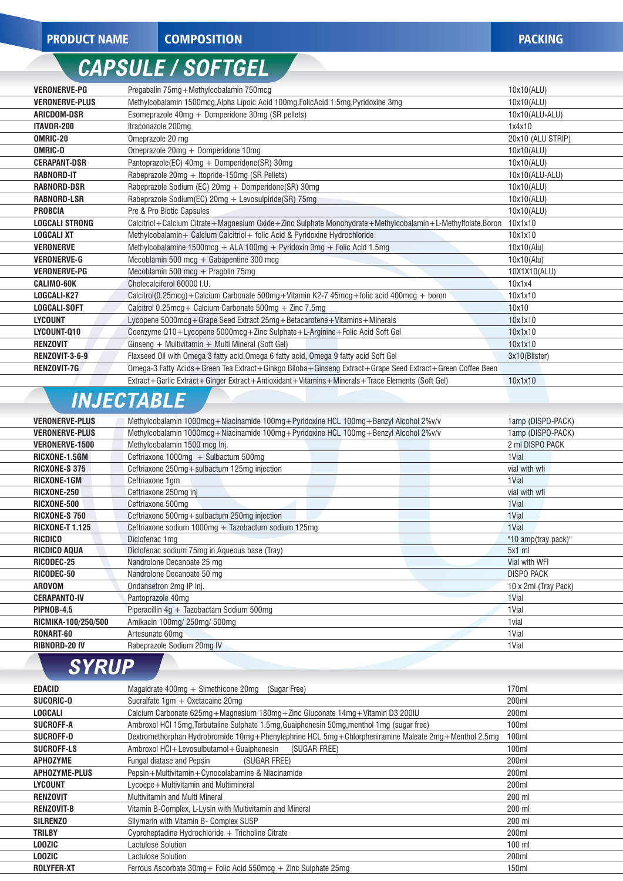| PRODUCT NAME | COMPOSITION | PACKING |
|---|---|---|

## CAPSULE / SOFTGEL

| PRODUCT NAME | COMPOSITION | PACKING |
|---|---|---|
| VERONERVE-PG | Pregabalin 75mg+Methylcobalamin 750mcg | 10x10(ALU) |
| VERONERVE-PLUS | Methylcobalamin 1500mcg,Alpha Lipoic Acid 100mg,FolicAcid 1.5mg,Pyridoxine 3mg | 10x10(ALU) |
| ARICDOM-DSR | Esomeprazole 40mg + Domperidone 30mg (SR pellets) | 10x10(ALU-ALU) |
| ITAVOR-200 | Itraconazole 200mg | 1x4x10 |
| OMRIC-20 | Omeprazole 20 mg | 20x10 (ALU STRIP) |
| OMRIC-D | Omeprazole 20mg + Domperidone 10mg | 10x10(ALU) |
| CERAPANT-DSR | Pantoprazole(EC) 40mg + Domperidone(SR) 30mg | 10x10(ALU) |
| RABNORD-IT | Rabeprazole 20mg + Itopride-150mg (SR Pellets) | 10x10(ALU-ALU) |
| RABNORD-DSR | Rabeprazole Sodium (EC) 20mg + Domperidone(SR) 30mg | 10x10(ALU) |
| RABNORD-LSR | Rabeprazole Sodium(EC) 20mg + Levosulpiride(SR) 75mg | 10x10(ALU) |
| PROBCIA | Pre & Pro Biotic Capsules | 10x10(ALU) |
| LOGCALI STRONG | Calcitriol+Calcium Citrate+Magnesium Oxide+Zinc Sulphate Monohydrate+Methylcobalamin+L-Methylfolate,Boron | 10x1x10 |
| LOGCALI XT | Methylcobalamin+ Calcium Calcitriol+ folic Acid & Pyridoxine Hydrochloride | 10x1x10 |
| VERONERVE | Methylcobalamine 1500mcg + ALA 100mg + Pyridoxin 3mg + Folic Acid 1.5mg | 10x10(Alu) |
| VERONERVE-G | Mecoblamin 500 mcg + Gabapentine 300 mcg | 10x10(Alu) |
| VERONERVE-PG | Mecoblamin 500 mcg + Pragblin 75mg | 10X1X10(ALU) |
| CALIMO-60K | Cholecalciferol 60000 I.U. | 10x1x4 |
| LOGCALI-K27 | Calcitrol(0.25mcg)+Calcium Carbonate 500mg+Vitamin K2-7 45mcg+folic acid 400mcg + boron | 10x1x10 |
| LOGCALI-SOFT | Calcitrol 0.25mcg+ Calcium Carbonate 500mg + Zinc 7.5mg | 10x10 |
| LYCOUNT | Lycopene 5000mcg+Grape Seed Extract 25mg+Betacarotene+Vitamins+Minerals | 10x1x10 |
| LYCOUNT-Q10 | Coenzyme Q10+Lycopene 5000mcg+Zinc Sulphate+L-Arginine+Folic Acid Soft Gel | 10x1x10 |
| RENZOVIT | Ginseng + Multivitamin + Multi Mineral (Soft Gel) | 10x1x10 |
| RENZOVIT-3-6-9 | Flaxseed Oil with Omega 3 fatty acid,Omega 6 fatty acid, Omega 9 fatty acid Soft Gel | 3x10(Blister) |
| RENZOVIT-7G | Omega-3 Fatty Acids+Green Tea Extract+Ginkgo Biloba+Ginseng Extract+Grape Seed Extract+Green Coffee Been Extract+Garlic Extract+Ginger Extract+Antioxidant+Vitamins+Minerals+Trace Elements (Soft Gel) | 10x1x10 |

## INJECTABLE

| PRODUCT NAME | COMPOSITION | PACKING |
|---|---|---|
| VERONERVE-PLUS | Methylcobalamin 1000mcg+Niacinamide 100mg+Pyridoxine HCL 100mg+Benzyl Alcohol 2%v/v | 1amp (DISPO-PACK) |
| VERONERVE-PLUS | Methylcobalamin 1000mcg+Niacinamide 100mg+Pyridoxine HCL 100mg+Benzyl Alcohol 2%v/v | 1amp (DISPO-PACK) |
| VERONERVE-1500 | Methylcobalamin 1500 mcg Inj. | 2 ml DISPO PACK |
| RICXONE-1.5GM | Ceftriaxone 1000mg + Sulbactum 500mg | 1Vial |
| RICXONE-S 375 | Ceftriaxone 250mg+sulbactum 125mg injection | vial with wfi |
| RICXONE-1GM | Ceftriaxone 1gm | 1Vial |
| RICXONE-250 | Ceftriaxone 250mg inj | vial with wfi |
| RICXONE-500 | Ceftriaxone 500mg | 1Vial |
| RICXONE-S 750 | Ceftriaxone 500mg+sulbactum 250mg injection | 1Vial |
| RICXONE-T 1.125 | Ceftriaxone sodium 1000mg + Tazobactum sodium 125mg | 1Vial |
| RICDICO | Diclofenac 1mg | "10 amp(tray pack)" |
| RICDICO AQUA | Diclofenac sodium 75mg in Aqueous base (Tray) | 5x1 ml |
| RICODEC-25 | Nandrolone Decanoate 25 mg | Vial with WFI |
| RICODEC-50 | Nandrolone Decanoate 50 mg | DISPO PACK |
| AROVOM | Ondansetron 2mg IP Inj. | 10 x 2ml (Tray Pack) |
| CERAPANTO-IV | Pantoprazole 40mg | 1Vial |
| PIPNOB-4.5 | Piperacillin 4g + Tazobactam Sodium 500mg | 1Vial |
| RICMIKA-100/250/500 | Amikacin 100mg/ 250mg/ 500mg | 1vial |
| RONART-60 | Artesunate 60mg | 1Vial |
| RIBNORD-20 IV | Rabeprazole Sodium 20mg IV | 1Vial |

## SYRUP

| PRODUCT NAME | COMPOSITION | PACKING |
|---|---|---|
| EDACID | Magaldrate 400mg + Simethicone 20mg (Sugar Free) | 170ml |
| SUCORIC-O | Sucralfate 1gm + Oxetacaine 20mg | 200ml |
| LOGCALI | Calcium Carbonate 625mg+Magnesium 180mg+Zinc Gluconate 14mg+Vitamin D3 200IU | 200ml |
| SUCROFF-A | Ambroxol HCl 15mg,Terbutaline Sulphate 1.5mg,Guaiphenesin 50mg,menthol 1mg (sugar free) | 100ml |
| SUCROFF-D | Dextromethorphan Hydrobromide 10mg+Phenylephrine HCL 5mg+Chlorpheniramine Maleate 2mg+Menthol 2.5mg | 100ml |
| SUCROFF-LS | Ambroxol HCl+Levosulbutamol+Guaiphenesin (SUGAR FREE) | 100ml |
| APHOZYME | Fungal diatase and Pepsin (SUGAR FREE) | 200ml |
| APHOZYME-PLUS | Pepsin+Multivitamin+Cynocolabamine & Niacinamide | 200ml |
| LYCOUNT | Lycoepe+Multivitamin and Multimineral | 200ml |
| RENZOVIT | Multivitamin and Multi Mineral | 200 ml |
| RENZOVIT-B | Vitamin B-Complex, L-Lysin with Multivitamin and Mineral | 200 ml |
| SILRENZO | Silymarin with Vitamin B- Complex SUSP | 200 ml |
| TRILBY | Cyproheptadine Hydrochloride + Tricholine Citrate | 200ml |
| LOOZIC | Lactulose Solution | 100 ml |
| LOOZIC | Lactulose Solution | 200ml |
| ROLYFER-XT | Ferrous Ascorbate 30mg+ Folic Acid 550mcg + Zinc Sulphate 25mg | 150ml |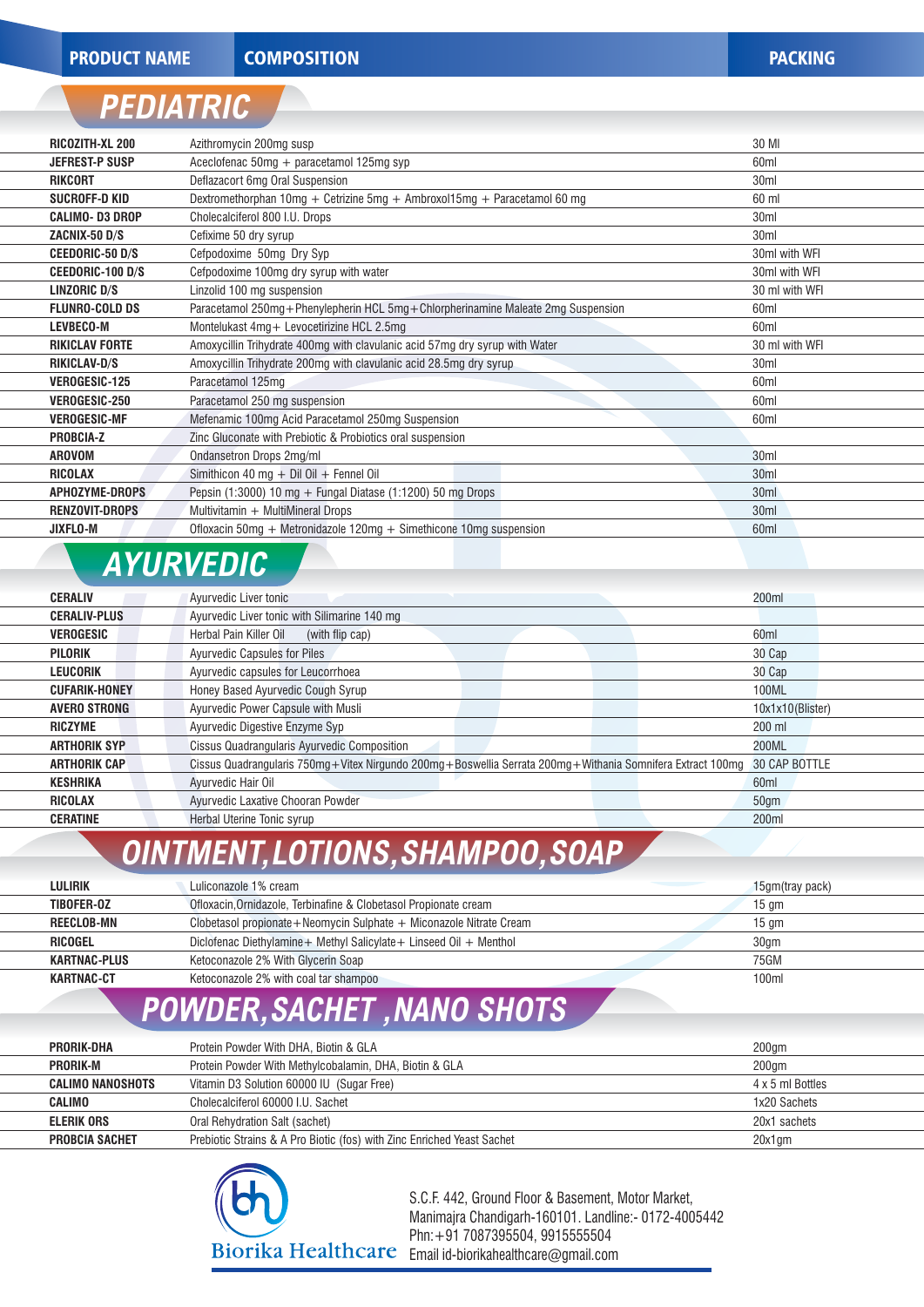| PRODUCT NAME | COMPOSITION | PACKING |
|---|---|---|

## PEDIATRIC

| PRODUCT NAME | COMPOSITION | PACKING |
|---|---|---|
| RICOZITH-XL 200 | Azithromycin 200mg susp | 30 Ml |
| JEFREST-P SUSP | Aceclofenac 50mg + paracetamol 125mg syp | 60ml |
| RIKCORT | Deflazacort 6mg Oral Suspension | 30ml |
| SUCROFF-D KID | Dextromethorphan 10mg + Cetrizine 5mg + Ambroxol15mg + Paracetamol 60 mg | 60 ml |
| CALIMO- D3 DROP | Cholecalciferol 800 I.U. Drops | 30ml |
| ZACNIX-50 D/S | Cefixime 50 dry syrup | 30ml |
| CEEDORIC-50 D/S | Cefpodoxime 50mg Dry Syp | 30ml with WFI |
| CEEDORIC-100 D/S | Cefpodoxime 100mg dry syrup with water | 30ml with WFI |
| LINZORIC D/S | Linzolid 100 mg suspension | 30 ml with WFI |
| FLUNRO-COLD DS | Paracetamol 250mg+Phenylepherin HCL 5mg+Chlorpherinamine Maleate 2mg Suspension | 60ml |
| LEVBECO-M | Montelukast 4mg+ Levocetirizine HCL 2.5mg | 60ml |
| RIKICLAV FORTE | Amoxycillin Trihydrate 400mg with clavulanic acid 57mg dry syrup with Water | 30 ml with WFI |
| RIKICLAV-D/S | Amoxycillin Trihydrate 200mg with clavulanic acid 28.5mg dry syrup | 30ml |
| VEROGESIC-125 | Paracetamol 125mg | 60ml |
| VEROGESIC-250 | Paracetamol 250 mg suspension | 60ml |
| VEROGESIC-MF | Mefenamic 100mg Acid Paracetamol 250mg Suspension | 60ml |
| PROBCIA-Z | Zinc Gluconate with Prebiotic & Probiotics oral suspension | |
| AROVOM | Ondansetron Drops 2mg/ml | 30ml |
| RICOLAX | Simithicon 40 mg + Dil Oil + Fennel Oil | 30ml |
| APHOZYME-DROPS | Pepsin (1:3000) 10 mg + Fungal Diatase (1:1200) 50 mg Drops | 30ml |
| RENZOVIT-DROPS | Multivitamin + MultiMineral Drops | 30ml |
| JIXFLO-M | Ofloxacin 50mg + Metronidazole 120mg + Simethicone 10mg suspension | 60ml |

## AYURVEDIC

| PRODUCT NAME | COMPOSITION | PACKING |
|---|---|---|
| CERALIV | Ayurvedic Liver tonic | 200ml |
| CERALIV-PLUS | Ayurvedic Liver tonic with Silimarine 140 mg | |
| VEROGESIC | Herbal Pain Killer Oil (with flip cap) | 60ml |
| PILORIK | Ayurvedic Capsules for Piles | 30 Cap |
| LEUCORIK | Ayurvedic capsules for Leucorrhoea | 30 Cap |
| CUFARIK-HONEY | Honey Based Ayurvedic Cough Syrup | 100ML |
| AVERO STRONG | Ayurvedic Power Capsule with Musli | 10x1x10(Blister) |
| RICZYME | Ayurvedic Digestive Enzyme Syp | 200 ml |
| ARTHORIK SYP | Cissus Quadrangularis Ayurvedic Composition | 200ML |
| ARTHORIK CAP | Cissus Quadrangularis 750mg+Vitex Nirgundo 200mg+Boswellia Serrata 200mg+Withania Somnifera Extract 100mg | 30 CAP BOTTLE |
| KESHRIKA | Ayurvedic Hair Oil | 60ml |
| RICOLAX | Ayurvedic Laxative Chooran Powder | 50gm |
| CERATINE | Herbal Uterine Tonic syrup | 200ml |

## OINTMENT,LOTIONS,SHAMPOO,SOAP

| PRODUCT NAME | COMPOSITION | PACKING |
|---|---|---|
| LULIRIK | Luliconazole 1% cream | 15gm(tray pack) |
| TIBOFER-OZ | Ofloxacin,Ornidazole, Terbinafine & Clobetasol Propionate cream | 15 gm |
| REECLOB-MN | Clobetasol propionate+Neomycin Sulphate + Miconazole Nitrate Cream | 15 gm |
| RICOGEL | Diclofenac Diethylamine+ Methyl Salicylate+ Linseed Oil + Menthol | 30gm |
| KARTNAC-PLUS | Ketoconazole 2% With Glycerin Soap | 75GM |
| KARTNAC-CT | Ketoconazole 2% with coal tar shampoo | 100ml |

## POWDER,SACHET ,NANO SHOTS

| PRODUCT NAME | COMPOSITION | PACKING |
|---|---|---|
| PRORIK-DHA | Protein Powder With DHA, Biotin & GLA | 200gm |
| PRORIK-M | Protein Powder With Methylcobalamin, DHA, Biotin & GLA | 200gm |
| CALIMO NANOSHOTS | Vitamin D3 Solution 60000 IU (Sugar Free) | 4 x 5 ml Bottles |
| CALIMO | Cholecalciferol 60000 I.U. Sachet | 1x20 Sachets |
| ELERIK ORS | Oral Rehydration Salt (sachet) | 20x1 sachets |
| PROBCIA SACHET | Prebiotic Strains & A Pro Biotic (fos) with Zinc Enriched Yeast Sachet | 20x1gm |

Biorika Healthcare

S.C.F. 442, Ground Floor & Basement, Motor Market,
Manimajra Chandigarh-160101. Landline:- 0172-4005442
Phn:+91 7087395504, 9915555504
Email id-biorikahealthcare@gmail.com